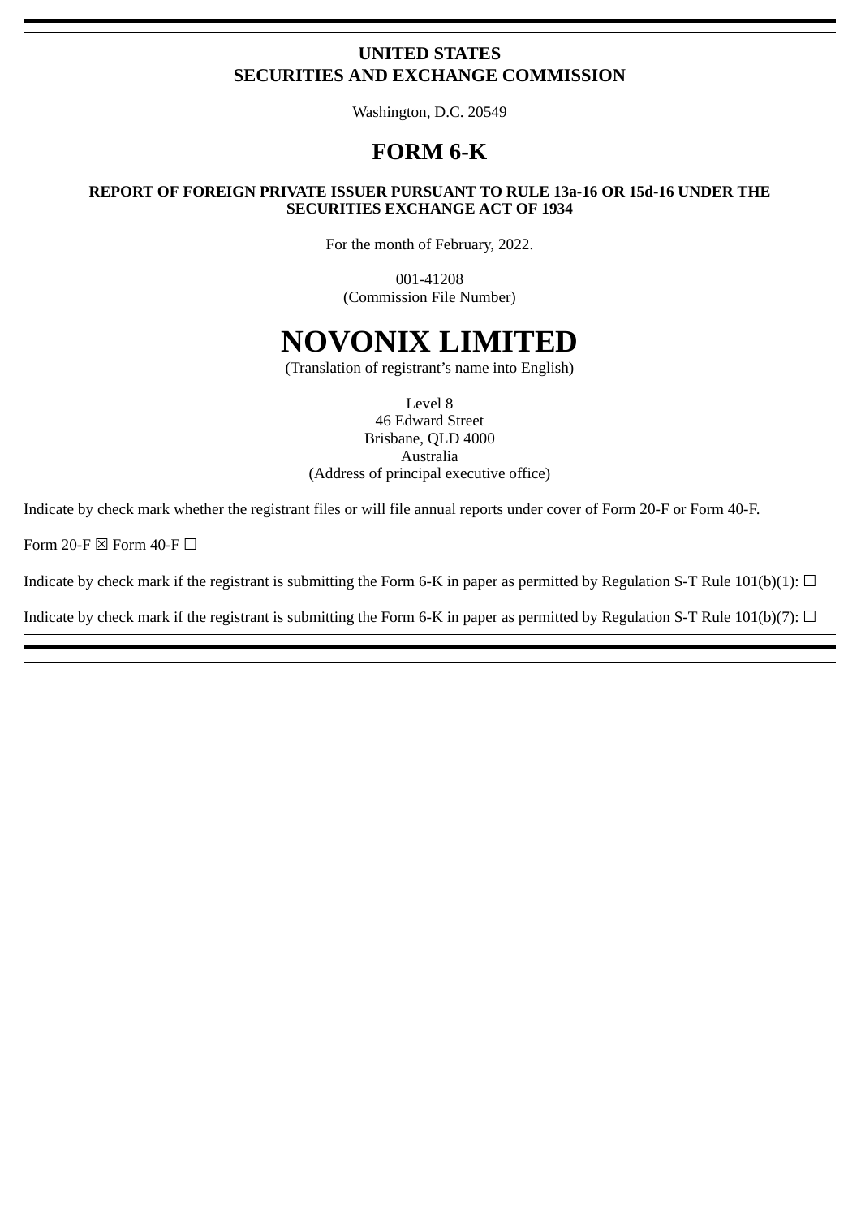**UNITED STATES**
**SECURITIES AND EXCHANGE COMMISSION**

Washington, D.C. 20549

# FORM 6-K

**REPORT OF FOREIGN PRIVATE ISSUER PURSUANT TO RULE 13a-16 OR 15d-16 UNDER THE SECURITIES EXCHANGE ACT OF 1934**

For the month of February, 2022.

001-41208
(Commission File Number)

# NOVONIX LIMITED

(Translation of registrant's name into English)

Level 8
46 Edward Street
Brisbane, QLD 4000
Australia
(Address of principal executive office)

Indicate by check mark whether the registrant files or will file annual reports under cover of Form 20-F or Form 40-F.

Form 20-F ☒ Form 40-F ☐

Indicate by check mark if the registrant is submitting the Form 6-K in paper as permitted by Regulation S-T Rule 101(b)(1): ☐

Indicate by check mark if the registrant is submitting the Form 6-K in paper as permitted by Regulation S-T Rule 101(b)(7): ☐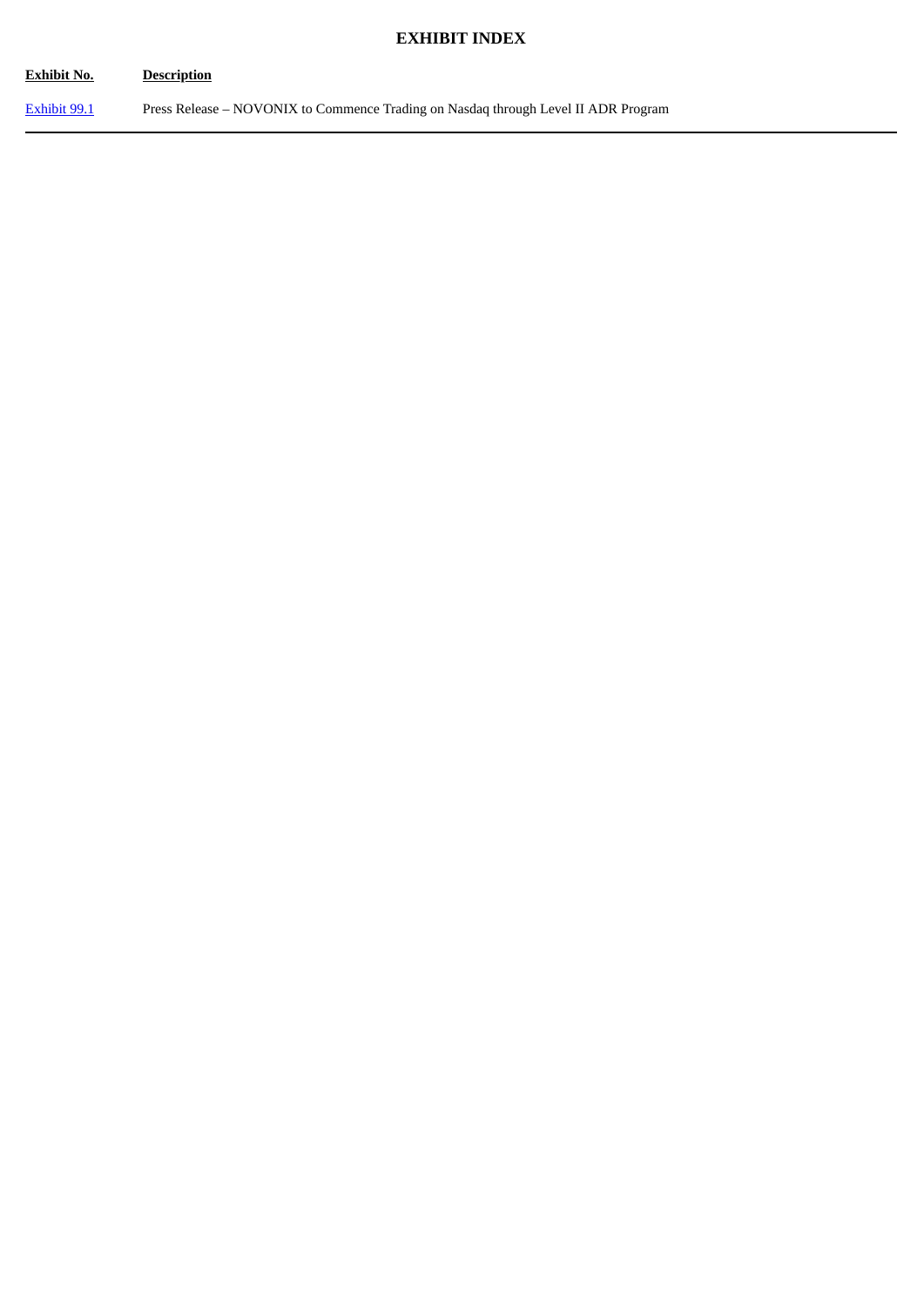# EXHIBIT INDEX

| Exhibit No. | Description |
| --- | --- |
| Exhibit 99.1 | Press Release – NOVONIX to Commence Trading on Nasdaq through Level II ADR Program |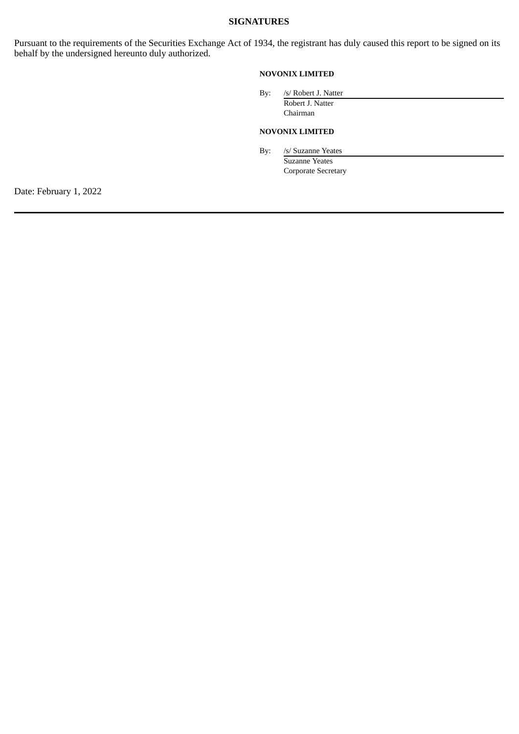## SIGNATURES

Pursuant to the requirements of the Securities Exchange Act of 1934, the registrant has duly caused this report to be signed on its behalf by the undersigned hereunto duly authorized.

**NOVONIX LIMITED**

By: /s/ Robert J. Natter
Robert J. Natter
Chairman

**NOVONIX LIMITED**

By: /s/ Suzanne Yeates
Suzanne Yeates
Corporate Secretary

Date: February 1, 2022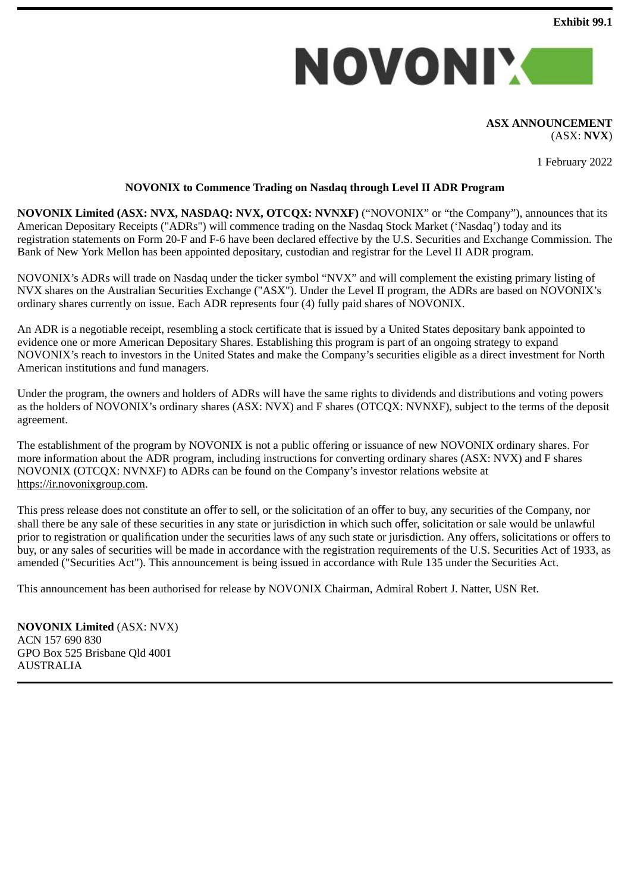**Exhibit 99.1**

NOVONIX

**ASX ANNOUNCEMENT**
(ASX: **NVX**)

1 February 2022

**NOVONIX to Commence Trading on Nasdaq through Level II ADR Program**

**NOVONIX Limited (ASX: NVX, NASDAQ: NVX, OTCQX: NVNXF)** ("NOVONIX" or "the Company"), announces that its American Depositary Receipts ("ADRs") will commence trading on the Nasdaq Stock Market ('Nasdaq') today and its registration statements on Form 20-F and F-6 have been declared effective by the U.S. Securities and Exchange Commission. The Bank of New York Mellon has been appointed depositary, custodian and registrar for the Level II ADR program.

NOVONIX's ADRs will trade on Nasdaq under the ticker symbol "NVX" and will complement the existing primary listing of NVX shares on the Australian Securities Exchange ("ASX"). Under the Level II program, the ADRs are based on NOVONIX's ordinary shares currently on issue. Each ADR represents four (4) fully paid shares of NOVONIX.

An ADR is a negotiable receipt, resembling a stock certificate that is issued by a United States depositary bank appointed to evidence one or more American Depositary Shares. Establishing this program is part of an ongoing strategy to expand NOVONIX's reach to investors in the United States and make the Company's securities eligible as a direct investment for North American institutions and fund managers.

Under the program, the owners and holders of ADRs will have the same rights to dividends and distributions and voting powers as the holders of NOVONIX's ordinary shares (ASX: NVX) and F shares (OTCQX: NVNXF), subject to the terms of the deposit agreement.

The establishment of the program by NOVONIX is not a public offering or issuance of new NOVONIX ordinary shares. For more information about the ADR program, including instructions for converting ordinary shares (ASX: NVX) and F shares NOVONIX (OTCQX: NVNXF) to ADRs can be found on the Company's investor relations website at https://ir.novonixgroup.com.

This press release does not constitute an offer to sell, or the solicitation of an offer to buy, any securities of the Company, nor shall there be any sale of these securities in any state or jurisdiction in which such offer, solicitation or sale would be unlawful prior to registration or qualification under the securities laws of any such state or jurisdiction. Any offers, solicitations or offers to buy, or any sales of securities will be made in accordance with the registration requirements of the U.S. Securities Act of 1933, as amended ("Securities Act"). This announcement is being issued in accordance with Rule 135 under the Securities Act.

This announcement has been authorised for release by NOVONIX Chairman, Admiral Robert J. Natter, USN Ret.

**NOVONIX Limited** (ASX: NVX)
ACN 157 690 830
GPO Box 525 Brisbane Qld 4001
AUSTRALIA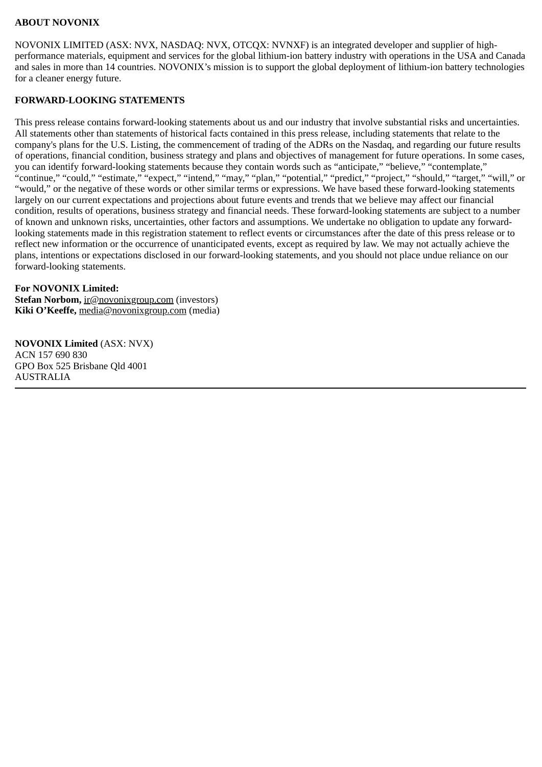**ABOUT NOVONIX**

NOVONIX LIMITED (ASX: NVX, NASDAQ: NVX, OTCQX: NVNXF) is an integrated developer and supplier of high-performance materials, equipment and services for the global lithium-ion battery industry with operations in the USA and Canada and sales in more than 14 countries. NOVONIX's mission is to support the global deployment of lithium-ion battery technologies for a cleaner energy future.

**FORWARD-LOOKING STATEMENTS**

This press release contains forward-looking statements about us and our industry that involve substantial risks and uncertainties. All statements other than statements of historical facts contained in this press release, including statements that relate to the company's plans for the U.S. Listing, the commencement of trading of the ADRs on the Nasdaq, and regarding our future results of operations, financial condition, business strategy and plans and objectives of management for future operations. In some cases, you can identify forward-looking statements because they contain words such as "anticipate," "believe," "contemplate," "continue," "could," "estimate," "expect," "intend," "may," "plan," "potential," "predict," "project," "should," "target," "will," or "would," or the negative of these words or other similar terms or expressions. We have based these forward-looking statements largely on our current expectations and projections about future events and trends that we believe may affect our financial condition, results of operations, business strategy and financial needs. These forward-looking statements are subject to a number of known and unknown risks, uncertainties, other factors and assumptions. We undertake no obligation to update any forward-looking statements made in this registration statement to reflect events or circumstances after the date of this press release or to reflect new information or the occurrence of unanticipated events, except as required by law. We may not actually achieve the plans, intentions or expectations disclosed in our forward-looking statements, and you should not place undue reliance on our forward-looking statements.

**For NOVONIX Limited:**
**Stefan Norbom,** ir@novonixgroup.com (investors)
**Kiki O'Keeffe,** media@novonixgroup.com (media)

**NOVONIX Limited** (ASX: NVX)
ACN 157 690 830
GPO Box 525 Brisbane Qld 4001
AUSTRALIA